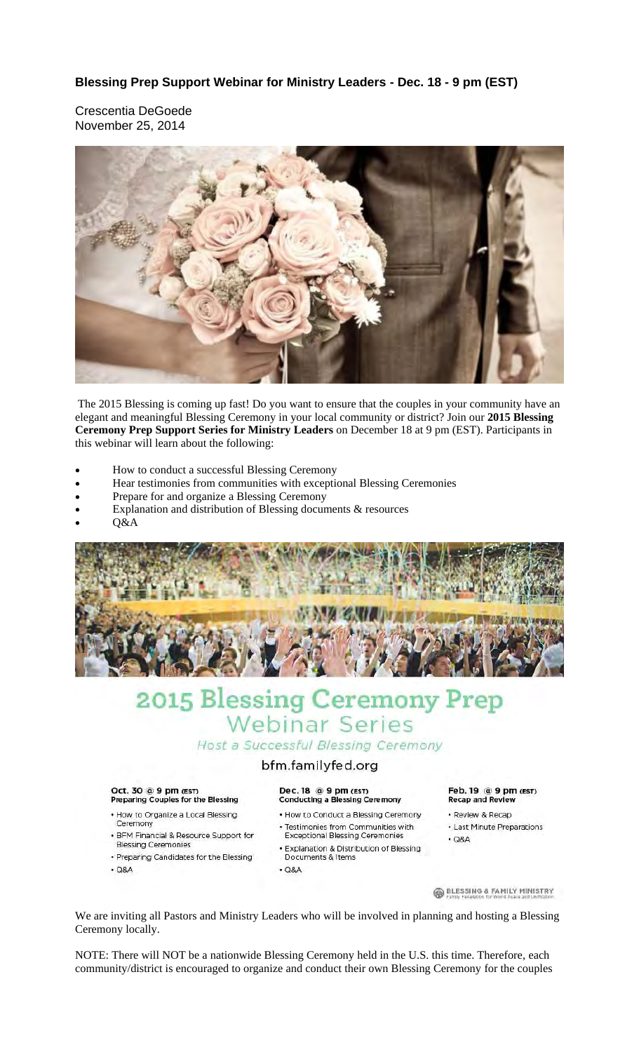# Blessing Prep Support Webinar for Ministry Leaders - Dec. 18 - 9 pm (EST)

Crescentia DeGoede
November 25, 2014

The 2015 Blessing is coming up fast! Do you want to ensure that the couples in your community have an elegant and meaningful Blessing Ceremony in your local community or district? Join our **2015 Blessing Ceremony Prep Support Series for Ministry Leaders** on December 18 at 9 pm (EST). Participants in this webinar will learn about the following:

- How to conduct a successful Blessing Ceremony
- Hear testimonies from communities with exceptional Blessing Ceremonies
- Prepare for and organize a Blessing Ceremony
- Explanation and distribution of Blessing documents & resources
- Q&A

## 2015 Blessing Ceremony Prep Webinar Series

*Host a Successful Blessing Ceremony*

bfm.familyfed.org

**Oct. 30 @ 9 pm (EST)**
**Preparing Couples for the Blessing**

- How to Organize a Local Blessing Ceremony
- BFM Financial & Resource Support for Blessing Ceremonies
- Preparing Candidates for the Blessing
- Q&A

**Dec. 18 @ 9 pm (EST)**
**Conducting a Blessing Ceremony**

- How to Conduct a Blessing Ceremony
- Testimonies from Communities with Exceptional Blessing Ceremonies
- Explanation & Distribution of Blessing Documents & Items
- Q&A

**Feb. 19 @ 9 pm (EST)**
**Recap and Review**

- Review & Recap
- Last Minute Preparations
- Q&A

BLESSING & FAMILY MINISTRY
Family Federation for World Peace and Unification

We are inviting all Pastors and Ministry Leaders who will be involved in planning and hosting a Blessing Ceremony locally.

NOTE: There will NOT be a nationwide Blessing Ceremony held in the U.S. this time. Therefore, each community/district is encouraged to organize and conduct their own Blessing Ceremony for the couples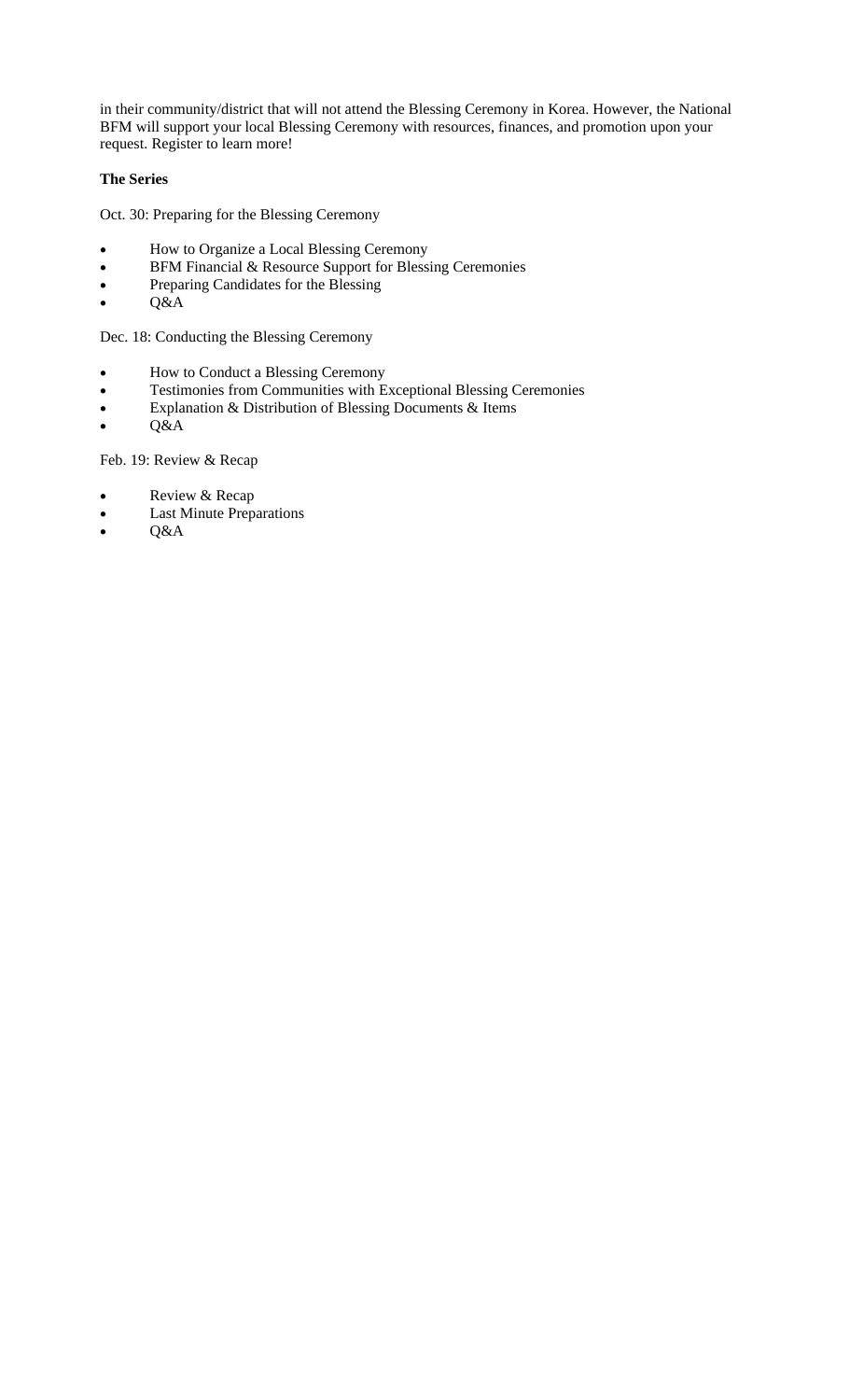in their community/district that will not attend the Blessing Ceremony in Korea. However, the National BFM will support your local Blessing Ceremony with resources, finances, and promotion upon your request. Register to learn more!

**The Series**

Oct. 30: Preparing for the Blessing Ceremony

- How to Organize a Local Blessing Ceremony
- BFM Financial & Resource Support for Blessing Ceremonies
- Preparing Candidates for the Blessing
- Q&A

Dec. 18: Conducting the Blessing Ceremony

- How to Conduct a Blessing Ceremony
- Testimonies from Communities with Exceptional Blessing Ceremonies
- Explanation & Distribution of Blessing Documents & Items
- Q&A

Feb. 19: Review & Recap

- Review & Recap
- Last Minute Preparations
- Q&A